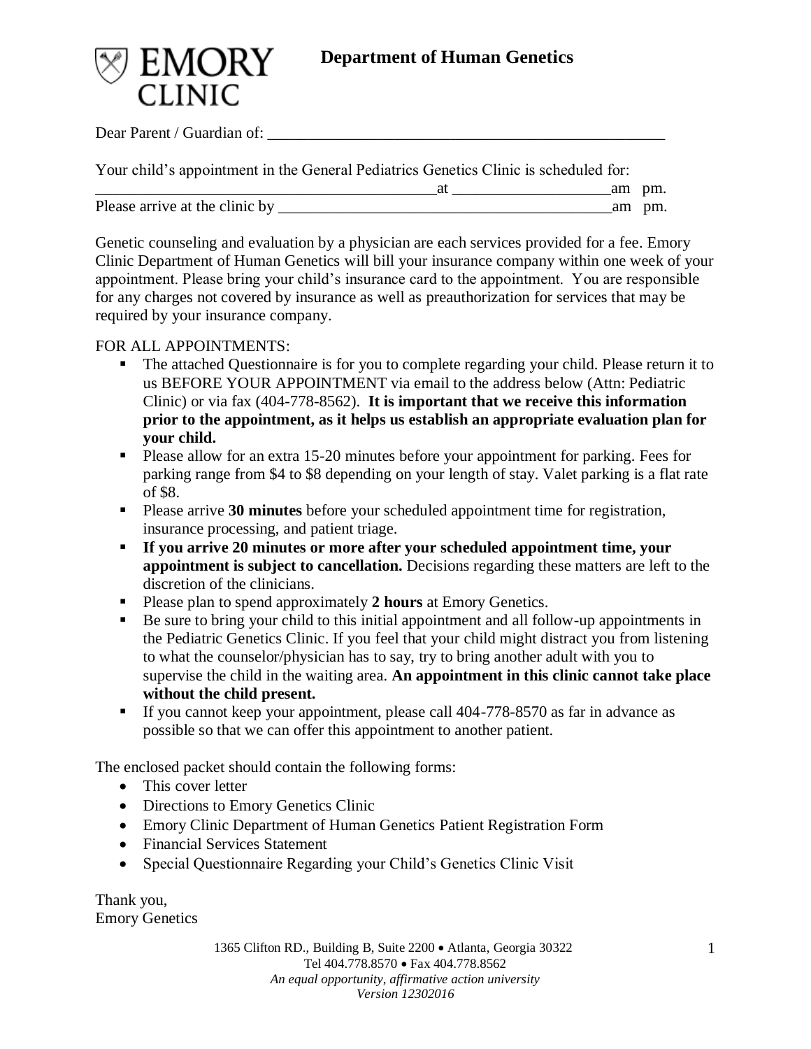EMORY CLINIC

# Department of Human Genetics

Dear Parent / Guardian of: ____________________________________________________

Your child's appointment in the General Pediatrics Genetics Clinic is scheduled for:
____________________________________________at ___________________am pm.
Please arrive at the clinic by __________________________________________am pm.

Genetic counseling and evaluation by a physician are each services provided for a fee. Emory Clinic Department of Human Genetics will bill your insurance company within one week of your appointment. Please bring your child's insurance card to the appointment. You are responsible for any charges not covered by insurance as well as preauthorization for services that may be required by your insurance company.

FOR ALL APPOINTMENTS:

- The attached Questionnaire is for you to complete regarding your child. Please return it to us BEFORE YOUR APPOINTMENT via email to the address below (Attn: Pediatric Clinic) or via fax (404-778-8562). **It is important that we receive this information prior to the appointment, as it helps us establish an appropriate evaluation plan for your child.**
- Please allow for an extra 15-20 minutes before your appointment for parking. Fees for parking range from $4 to $8 depending on your length of stay. Valet parking is a flat rate of $8.
- Please arrive **30 minutes** before your scheduled appointment time for registration, insurance processing, and patient triage.
- **If you arrive 20 minutes or more after your scheduled appointment time, your appointment is subject to cancellation.** Decisions regarding these matters are left to the discretion of the clinicians.
- Please plan to spend approximately **2 hours** at Emory Genetics.
- Be sure to bring your child to this initial appointment and all follow-up appointments in the Pediatric Genetics Clinic. If you feel that your child might distract you from listening to what the counselor/physician has to say, try to bring another adult with you to supervise the child in the waiting area. **An appointment in this clinic cannot take place without the child present.**
- If you cannot keep your appointment, please call 404-778-8570 as far in advance as possible so that we can offer this appointment to another patient.

The enclosed packet should contain the following forms:

- This cover letter
- Directions to Emory Genetics Clinic
- Emory Clinic Department of Human Genetics Patient Registration Form
- Financial Services Statement
- Special Questionnaire Regarding your Child's Genetics Clinic Visit

Thank you,
Emory Genetics

1365 Clifton RD., Building B, Suite 2200 • Atlanta, Georgia 30322
Tel 404.778.8570 • Fax 404.778.8562
*An equal opportunity, affirmative action university*
*Version 12302016*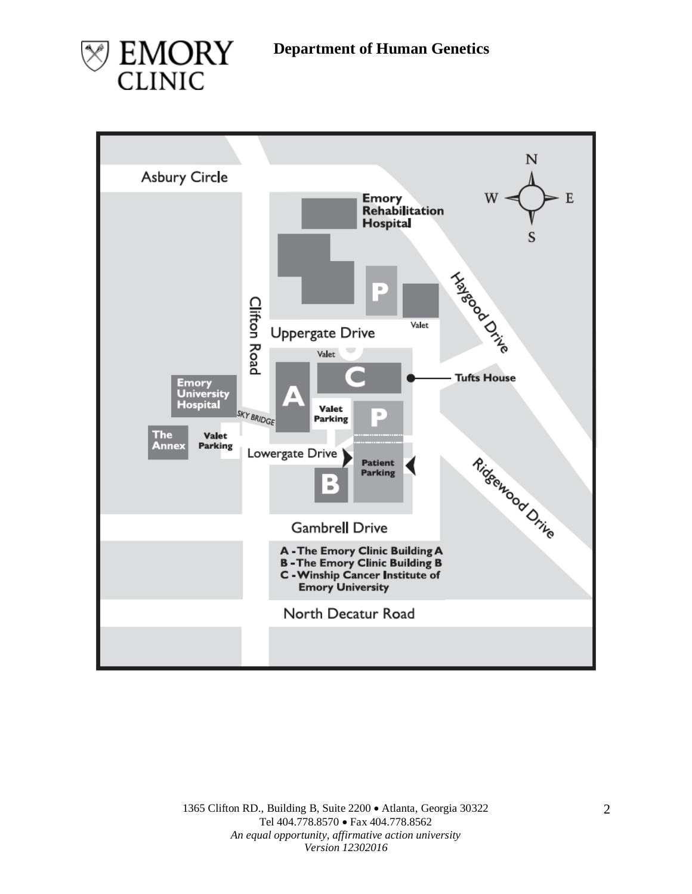EMORY CLINIC

**Department of Human Genetics**

Asbury Circle

Emory Rehabilitation Hospital

Haygood Drive

Clifton Road

Uppergate Drive

Valet

Tufts House

Emory University Hospital

SKY BRIDGE

Valet Parking

The Annex

Lowergate Drive

Patient Parking

Ridgewood Drive

Gambrell Drive

- A - The Emory Clinic Building A
- B - The Emory Clinic Building B
- C - Winship Cancer Institute of Emory University

North Decatur Road

1365 Clifton RD., Building B, Suite 2200 • Atlanta, Georgia 30322
Tel 404.778.8570 • Fax 404.778.8562
*An equal opportunity, affirmative action university*
*Version 12302016*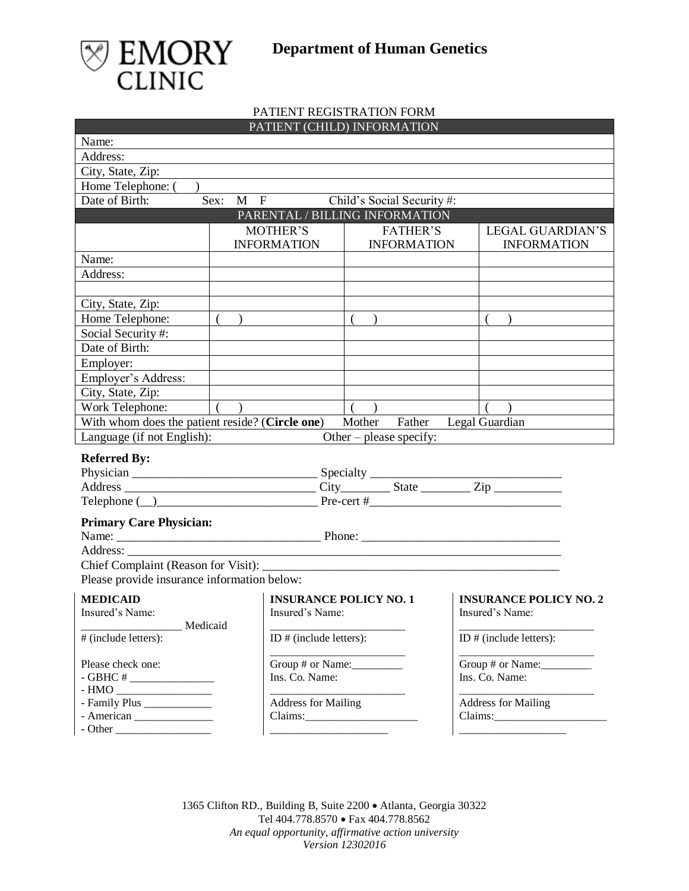# EMORY CLINIC

## Department of Human Genetics

PATIENT REGISTRATION FORM

| PATIENT (CHILD) INFORMATION | | |
|---|---|---|
| Name: | | |
| Address: | | |
| City, State, Zip: | | |
| Home Telephone: ( ) | | |
| Date of Birth: | Sex: M F | Child's Social Security #: |

| PARENTAL / BILLING INFORMATION | | | |
|---|---|---|---|
| | MOTHER'S INFORMATION | FATHER'S INFORMATION | LEGAL GUARDIAN'S INFORMATION |
| Name: | | | |
| Address: | | | |
| | | | |
| City, State, Zip: | | | |
| Home Telephone: | ( ) | ( ) | ( ) |
| Social Security #: | | | |
| Date of Birth: | | | |
| Employer: | | | |
| Employer's Address: | | | |
| City, State, Zip: | | | |
| Work Telephone: | ( ) | ( ) | ( ) |
| With whom does the patient reside? (**Circle one**) | Mother | Father | Legal Guardian |
| Language (if not English): | | Other – please specify: | |

**Referred By:**

Physician ______________________________ Specialty ______________________________

Address ______________________________ City________ State ________ Zip ___________

Telephone (__)__________________________ Pre-cert #______________________________

**Primary Care Physician:**

Name: _________________________________ Phone: ________________________________

Address: _______________________________________________________________________

Chief Complaint (Reason for Visit): _________________________________________________

Please provide insurance information below:

**MEDICAID**

Insured's Name:

_________________ Medicaid

# (include letters):

Please check one:

- GBHC # _______________
- HMO _________________
- Family Plus ____________
- American ______________
- Other _________________

**INSURANCE POLICY NO. 1**

Insured's Name:

________________________

ID # (include letters):

________________________

Group # or Name:_________

Ins. Co. Name:

________________________

Address for Mailing Claims:____________________

_____________________

**INSURANCE POLICY NO. 2**

Insured's Name:

________________________

ID # (include letters):

________________________

Group # or Name:_________

Ins. Co. Name:

________________________

Address for Mailing Claims:____________________

___________________

1365 Clifton RD., Building B, Suite 2200 • Atlanta, Georgia 30322
Tel 404.778.8570 • Fax 404.778.8562
*An equal opportunity, affirmative action university*
*Version 12302016*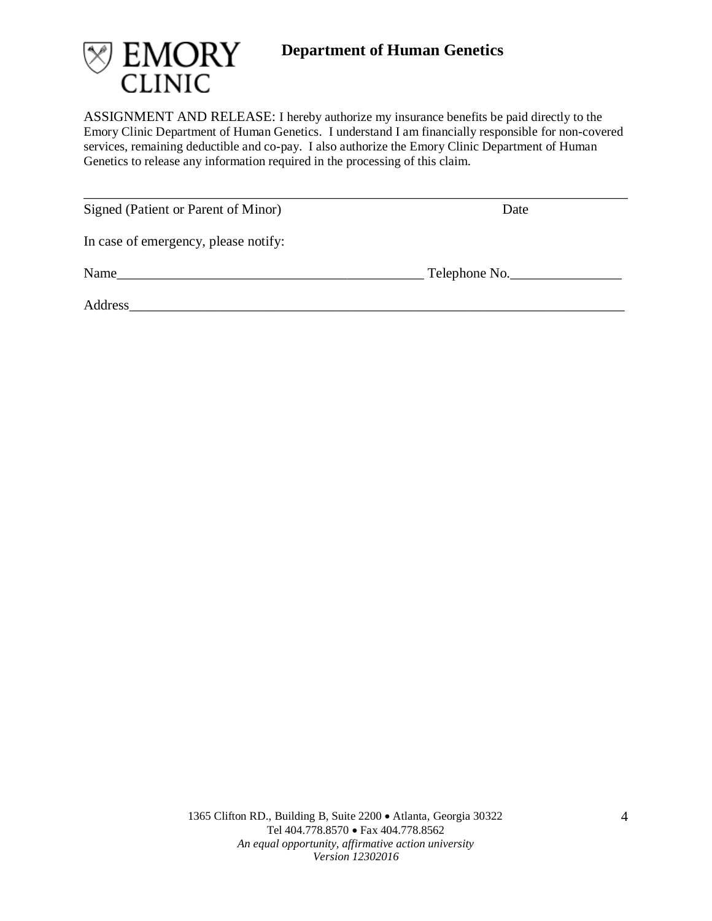**EMORY CLINIC**

## Department of Human Genetics

ASSIGNMENT AND RELEASE: I hereby authorize my insurance benefits be paid directly to the Emory Clinic Department of Human Genetics. I understand I am financially responsible for non-covered services, remaining deductible and co-pay. I also authorize the Emory Clinic Department of Human Genetics to release any information required in the processing of this claim.

\_\_\_\_\_\_\_\_\_\_\_\_\_\_\_\_\_\_\_\_\_\_\_\_\_\_\_\_\_\_\_\_\_\_\_\_\_\_\_\_\_\_\_\_\_\_\_\_\_\_\_\_\_\_\_\_\_\_\_\_\_\_\_\_\_\_\_\_\_\_\_\_\_\_\_\_

Signed (Patient or Parent of Minor) Date

In case of emergency, please notify:

Name\_\_\_\_\_\_\_\_\_\_\_\_\_\_\_\_\_\_\_\_\_\_\_\_\_\_\_\_\_\_\_\_\_\_\_\_\_\_\_\_\_\_\_\_ Telephone No.\_\_\_\_\_\_\_\_\_\_\_\_\_\_\_\_

Address\_\_\_\_\_\_\_\_\_\_\_\_\_\_\_\_\_\_\_\_\_\_\_\_\_\_\_\_\_\_\_\_\_\_\_\_\_\_\_\_\_\_\_\_\_\_\_\_\_\_\_\_\_\_\_\_\_\_\_\_\_\_\_\_\_\_\_\_\_\_\_

1365 Clifton RD., Building B, Suite 2200 • Atlanta, Georgia 30322
Tel 404.778.8570 • Fax 404.778.8562
*An equal opportunity, affirmative action university*
*Version 12302016*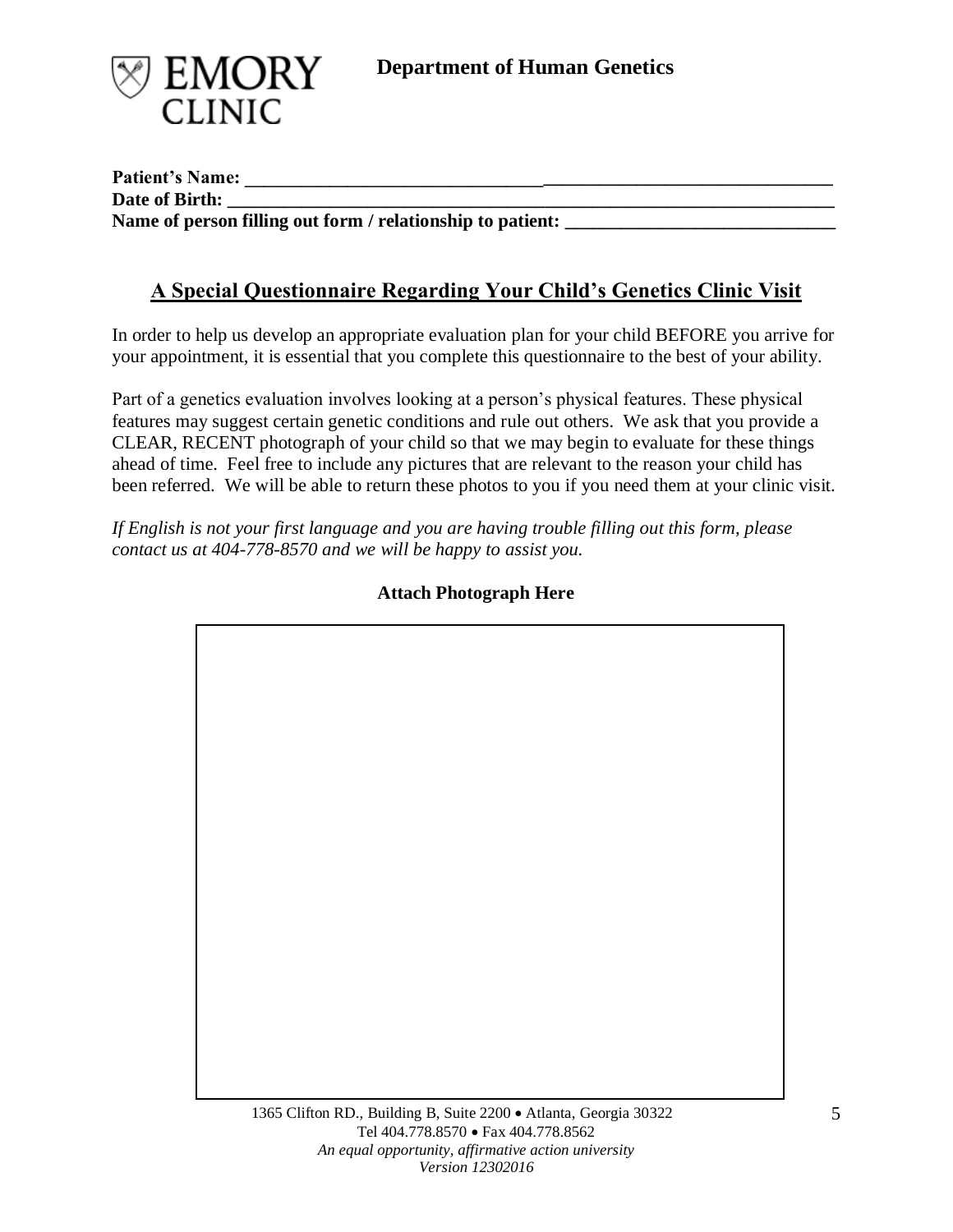**EMORY CLINIC**

**Department of Human Genetics**

**Patient's Name:** ________________________________________________________________
**Date of Birth:** __________________________________________________________________
**Name of person filling out form / relationship to patient:** _____________________________

## A Special Questionnaire Regarding Your Child's Genetics Clinic Visit

In order to help us develop an appropriate evaluation plan for your child BEFORE you arrive for your appointment, it is essential that you complete this questionnaire to the best of your ability.

Part of a genetics evaluation involves looking at a person's physical features. These physical features may suggest certain genetic conditions and rule out others. We ask that you provide a CLEAR, RECENT photograph of your child so that we may begin to evaluate for these things ahead of time. Feel free to include any pictures that are relevant to the reason your child has been referred. We will be able to return these photos to you if you need them at your clinic visit.

*If English is not your first language and you are having trouble filling out this form, please contact us at 404-778-8570 and we will be happy to assist you.*

**Attach Photograph Here**

1365 Clifton RD., Building B, Suite 2200 • Atlanta, Georgia 30322
Tel 404.778.8570 • Fax 404.778.8562
*An equal opportunity, affirmative action university*
*Version 12302016*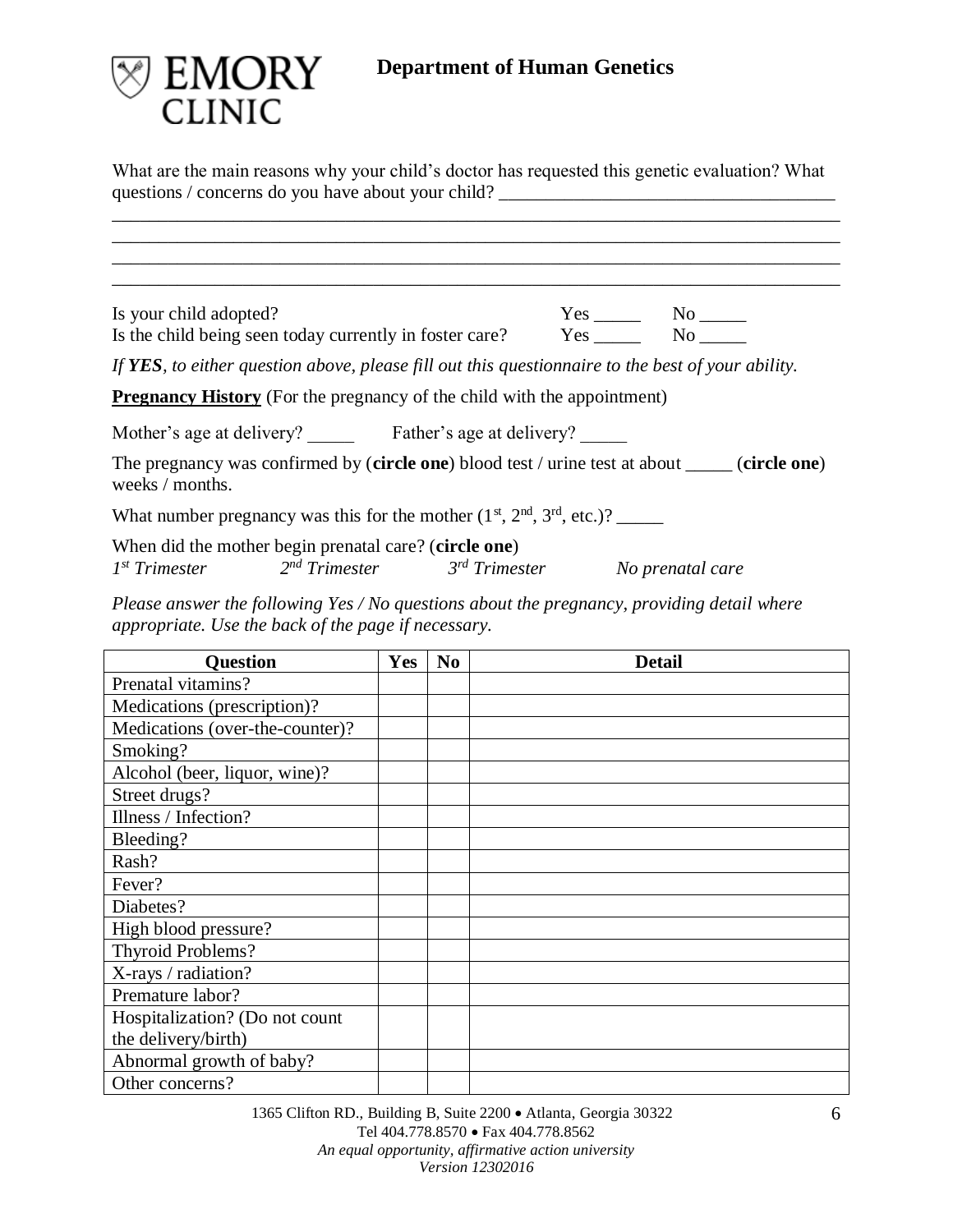# EMORY CLINIC

## Department of Human Genetics

What are the main reasons why your child's doctor has requested this genetic evaluation? What questions / concerns do you have about your child? ____________________________________
______________________________________________________________________________
______________________________________________________________________________
______________________________________________________________________________
______________________________________________________________________________

Is your child adopted? Yes _____ No _____
Is the child being seen today currently in foster care? Yes _____ No _____

*If **YES**, to either question above, please fill out this questionnaire to the best of your ability.*

**Pregnancy History** (For the pregnancy of the child with the appointment)

Mother's age at delivery? _____ Father's age at delivery? _____

The pregnancy was confirmed by (**circle one**) blood test / urine test at about _____ (**circle one**) weeks / months.

What number pregnancy was this for the mother (1st, 2nd, 3rd, etc.)? _____

When did the mother begin prenatal care? (**circle one**)
*1st Trimester* *2nd Trimester* *3rd Trimester* *No prenatal care*

*Please answer the following Yes / No questions about the pregnancy, providing detail where appropriate. Use the back of the page if necessary.*

| Question | Yes | No | Detail |
|---|---|---|---|
| Prenatal vitamins? | | | |
| Medications (prescription)? | | | |
| Medications (over-the-counter)? | | | |
| Smoking? | | | |
| Alcohol (beer, liquor, wine)? | | | |
| Street drugs? | | | |
| Illness / Infection? | | | |
| Bleeding? | | | |
| Rash? | | | |
| Fever? | | | |
| Diabetes? | | | |
| High blood pressure? | | | |
| Thyroid Problems? | | | |
| X-rays / radiation? | | | |
| Premature labor? | | | |
| Hospitalization? (Do not count the delivery/birth) | | | |
| Abnormal growth of baby? | | | |
| Other concerns? | | | |

1365 Clifton RD., Building B, Suite 2200 • Atlanta, Georgia 30322
Tel 404.778.8570 • Fax 404.778.8562
*An equal opportunity, affirmative action university*
*Version 12302016*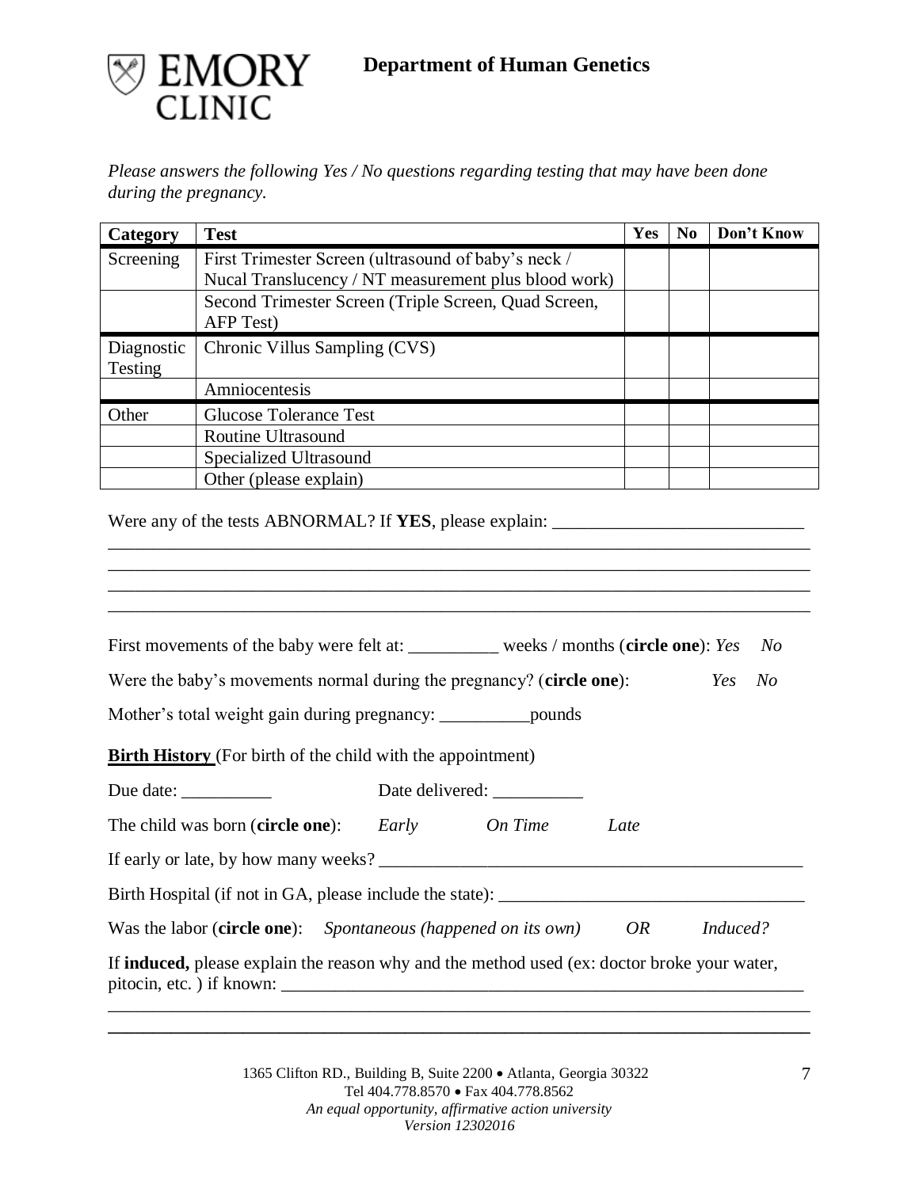# Department of Human Genetics

*Please answers the following Yes / No questions regarding testing that may have been done during the pregnancy.*

| Category | Test | Yes | No | Don't Know |
|---|---|---|---|---|
| Screening | First Trimester Screen (ultrasound of baby's neck / Nucal Translucency / NT measurement plus blood work) | | | |
| | Second Trimester Screen (Triple Screen, Quad Screen, AFP Test) | | | |
| Diagnostic Testing | Chronic Villus Sampling (CVS) | | | |
| | Amniocentesis | | | |
| Other | Glucose Tolerance Test | | | |
| | Routine Ultrasound | | | |
| | Specialized Ultrasound | | | |
| | Other (please explain) | | | |

Were any of the tests ABNORMAL? If **YES**, please explain: ____________________________

______________________________________________________________________________

______________________________________________________________________________

______________________________________________________________________________

______________________________________________________________________________

First movements of the baby were felt at: __________ weeks / months (**circle one**): *Yes* *No*

Were the baby's movements normal during the pregnancy? (**circle one**): *Yes* *No*

Mother's total weight gain during pregnancy: __________pounds

**Birth History** (For birth of the child with the appointment)

Due date: __________ Date delivered: __________

The child was born (**circle one**): *Early* *On Time* *Late*

If early or late, by how many weeks? _________________________________________________

Birth Hospital (if not in GA, please include the state): ___________________________________

Was the labor (**circle one**): *Spontaneous (happened on its own)* *OR* *Induced?*

If **induced,** please explain the reason why and the method used (ex: doctor broke your water, pitocin, etc. ) if known: ______________________________________________________________

______________________________________________________________________________

______________________________________________________________________________

1365 Clifton RD., Building B, Suite 2200 • Atlanta, Georgia 30322
Tel 404.778.8570 • Fax 404.778.8562
*An equal opportunity, affirmative action university*
*Version 12302016*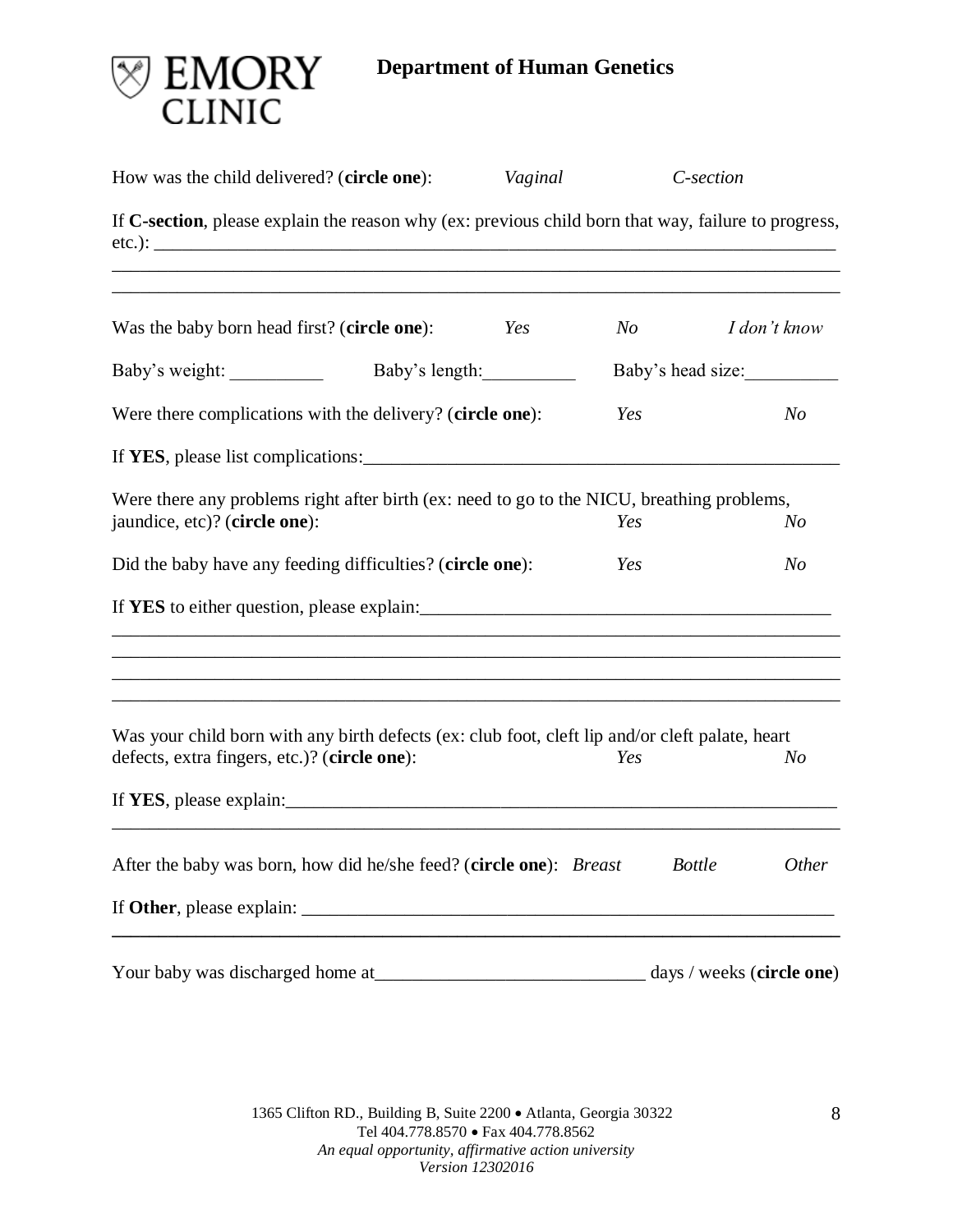# Department of Human Genetics

How was the child delivered? (**circle one**): *Vaginal* *C-section*

If **C-section**, please explain the reason why (ex: previous child born that way, failure to progress, etc.): ___________________________________________________________________________

___________________________________________________________________________

___________________________________________________________________________

Was the baby born head first? (**circle one**): *Yes* *No* *I don't know*

Baby's weight: __________ Baby's length:__________ Baby's head size:__________

Were there complications with the delivery? (**circle one**): *Yes* *No*

If **YES**, please list complications:_____________________________________________________

Were there any problems right after birth (ex: need to go to the NICU, breathing problems, jaundice, etc)? (**circle one**): *Yes* *No*

Did the baby have any feeding difficulties? (**circle one**): *Yes* *No*

If **YES** to either question, please explain:_____________________________________________

___________________________________________________________________________

___________________________________________________________________________

___________________________________________________________________________

___________________________________________________________________________

Was your child born with any birth defects (ex: club foot, cleft lip and/or cleft palate, heart defects, extra fingers, etc.)? (**circle one**): *Yes* *No*

If **YES**, please explain:_____________________________________________________________

___________________________________________________________________________

After the baby was born, how did he/she feed? (**circle one**): *Breast* *Bottle* *Other*

If **Other**, please explain: __________________________________________________________

___________________________________________________________________________

Your baby was discharged home at_____________________________ days / weeks (**circle one**)

1365 Clifton RD., Building B, Suite 2200 • Atlanta, Georgia 30322
Tel 404.778.8570 • Fax 404.778.8562
*An equal opportunity, affirmative action university*
*Version 12302016*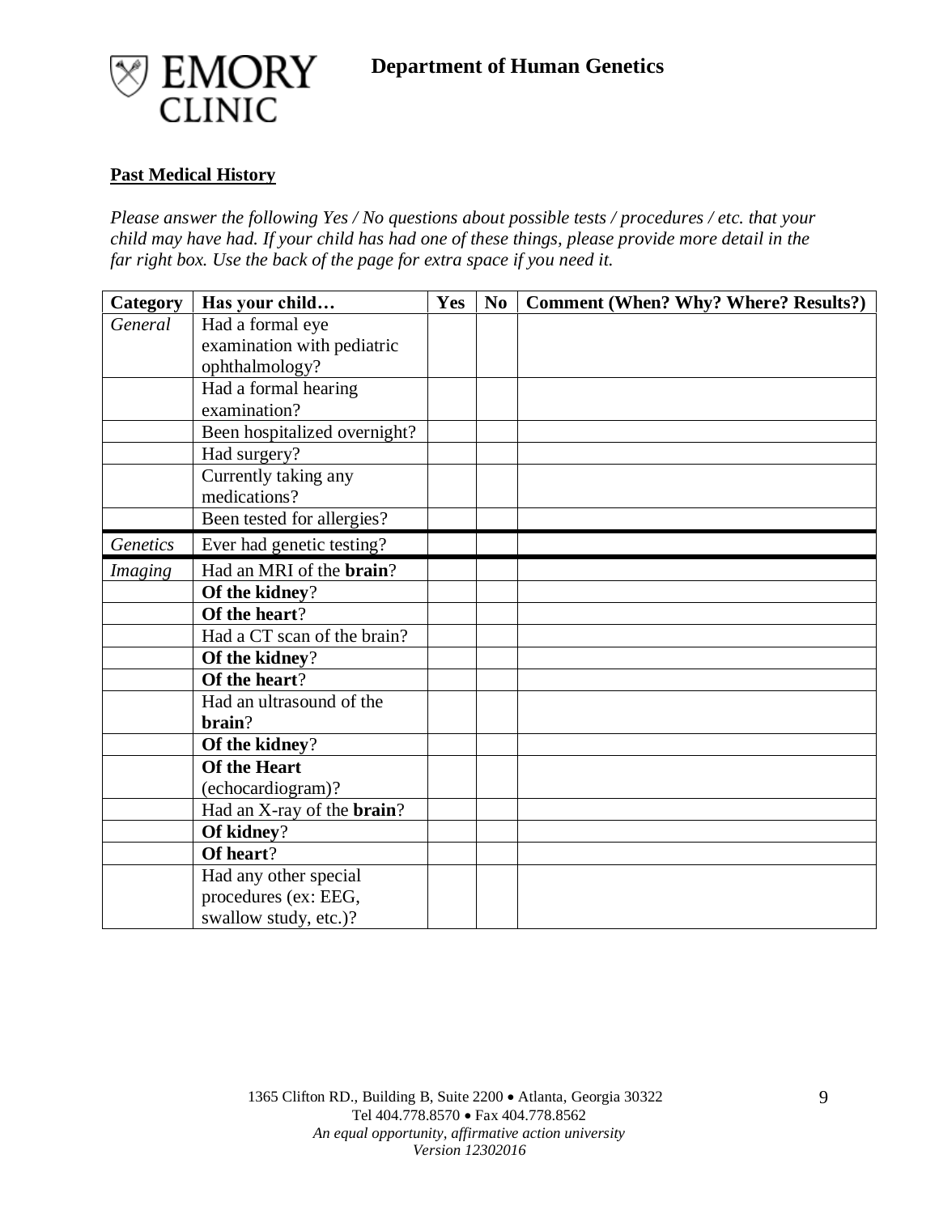# Department of Human Genetics

**Past Medical History**

*Please answer the following Yes / No questions about possible tests / procedures / etc. that your child may have had. If your child has had one of these things, please provide more detail in the far right box. Use the back of the page for extra space if you need it.*

| Category | Has your child… | Yes | No | Comment (When? Why? Where? Results?) |
|---|---|---|---|---|
| *General* | Had a formal eye examination with pediatric ophthalmology? | | | |
| | Had a formal hearing examination? | | | |
| | Been hospitalized overnight? | | | |
| | Had surgery? | | | |
| | Currently taking any medications? | | | |
| | Been tested for allergies? | | | |
| *Genetics* | Ever had genetic testing? | | | |
| *Imaging* | Had an MRI of the **brain**? | | | |
| | **Of the kidney**? | | | |
| | **Of the heart**? | | | |
| | Had a CT scan of the brain? | | | |
| | **Of the kidney**? | | | |
| | **Of the heart**? | | | |
| | Had an ultrasound of the **brain**? | | | |
| | **Of the kidney**? | | | |
| | **Of the Heart** (echocardiogram)? | | | |
| | Had an X-ray of the **brain**? | | | |
| | **Of kidney**? | | | |
| | **Of heart**? | | | |
| | Had any other special procedures (ex: EEG, swallow study, etc.)? | | | |

1365 Clifton RD., Building B, Suite 2200 • Atlanta, Georgia 30322
Tel 404.778.8570 • Fax 404.778.8562
*An equal opportunity, affirmative action university*
*Version 12302016*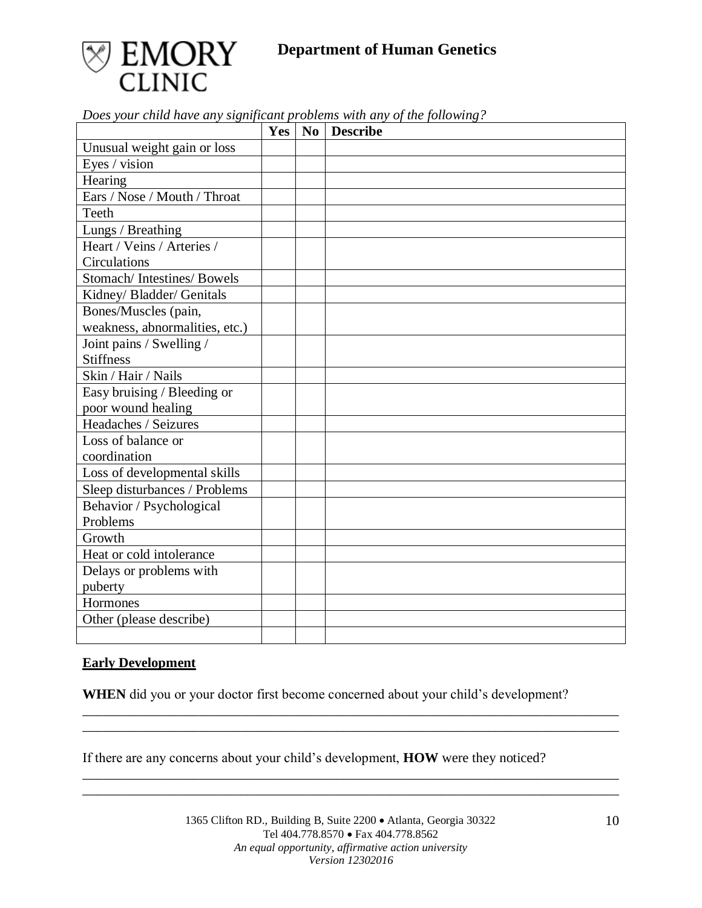**Department of Human Genetics**

*Does your child have any significant problems with any of the following?*

| | Yes | No | Describe |
|---|---|---|---|
| Unusual weight gain or loss | | | |
| Eyes / vision | | | |
| Hearing | | | |
| Ears / Nose / Mouth / Throat | | | |
| Teeth | | | |
| Lungs / Breathing | | | |
| Heart / Veins / Arteries / Circulations | | | |
| Stomach/ Intestines/ Bowels | | | |
| Kidney/ Bladder/ Genitals | | | |
| Bones/Muscles (pain, weakness, abnormalities, etc.) | | | |
| Joint pains / Swelling / Stiffness | | | |
| Skin / Hair / Nails | | | |
| Easy bruising / Bleeding or poor wound healing | | | |
| Headaches / Seizures | | | |
| Loss of balance or coordination | | | |
| Loss of developmental skills | | | |
| Sleep disturbances / Problems | | | |
| Behavior / Psychological Problems | | | |
| Growth | | | |
| Heat or cold intolerance | | | |
| Delays or problems with puberty | | | |
| Hormones | | | |
| Other (please describe) | | | |
| | | | |

## Early Development

**WHEN** did you or your doctor first become concerned about your child's development?

\_\_\_\_\_\_\_\_\_\_\_\_\_\_\_\_\_\_\_\_\_\_\_\_\_\_\_\_\_\_\_\_\_\_\_\_\_\_\_\_\_\_\_\_\_\_\_\_\_\_\_\_\_\_\_\_\_\_\_\_\_\_\_\_\_\_\_\_\_\_\_\_\_\_\_\_
\_\_\_\_\_\_\_\_\_\_\_\_\_\_\_\_\_\_\_\_\_\_\_\_\_\_\_\_\_\_\_\_\_\_\_\_\_\_\_\_\_\_\_\_\_\_\_\_\_\_\_\_\_\_\_\_\_\_\_\_\_\_\_\_\_\_\_\_\_\_\_\_\_\_\_\_

If there are any concerns about your child's development, **HOW** were they noticed?

\_\_\_\_\_\_\_\_\_\_\_\_\_\_\_\_\_\_\_\_\_\_\_\_\_\_\_\_\_\_\_\_\_\_\_\_\_\_\_\_\_\_\_\_\_\_\_\_\_\_\_\_\_\_\_\_\_\_\_\_\_\_\_\_\_\_\_\_\_\_\_\_\_\_\_\_
\_\_\_\_\_\_\_\_\_\_\_\_\_\_\_\_\_\_\_\_\_\_\_\_\_\_\_\_\_\_\_\_\_\_\_\_\_\_\_\_\_\_\_\_\_\_\_\_\_\_\_\_\_\_\_\_\_\_\_\_\_\_\_\_\_\_\_\_\_\_\_\_\_\_\_\_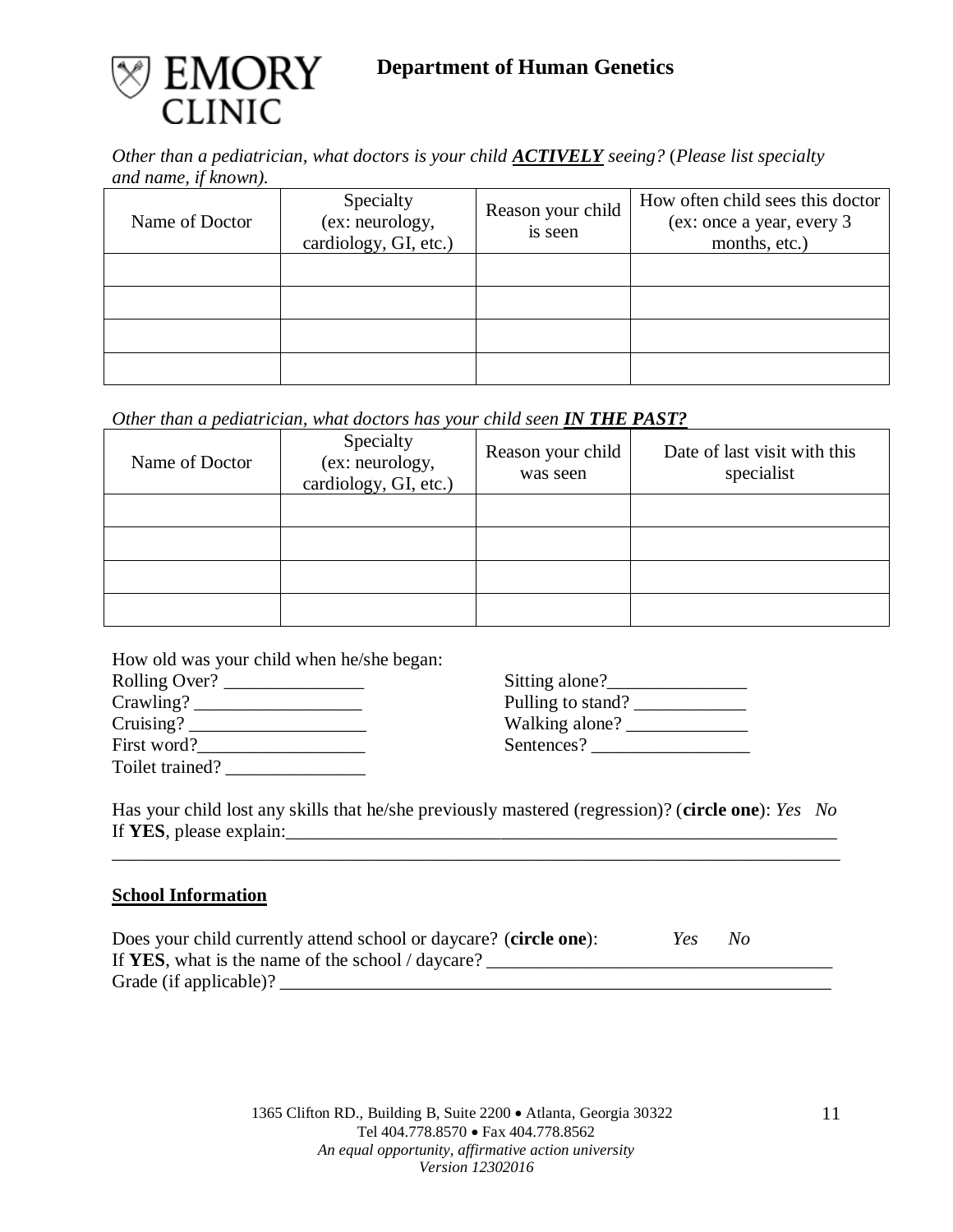**Department of Human Genetics**

*Other than a pediatrician, what doctors is your child* ***ACTIVELY*** *seeing?* (*Please list specialty and name, if known).*

| Name of Doctor | Specialty (ex: neurology, cardiology, GI, etc.) | Reason your child is seen | How often child sees this doctor (ex: once a year, every 3 months, etc.) |
|---|---|---|---|
| | | | |
| | | | |
| | | | |
| | | | |

*Other than a pediatrician, what doctors has your child seen* ***IN THE PAST?***

| Name of Doctor | Specialty (ex: neurology, cardiology, GI, etc.) | Reason your child was seen | Date of last visit with this specialist |
|---|---|---|---|
| | | | |
| | | | |
| | | | |
| | | | |

How old was your child when he/she began:

Rolling Over? _______________

Sitting alone?_______________

Crawling? _________________

Pulling to stand? ____________

Cruising? __________________

Walking alone? _____________

First word?_________________

Sentences? _________________

Toilet trained? _______________

Has your child lost any skills that he/she previously mastered (regression)? (**circle one**): *Yes No*

If **YES**, please explain:_____________________________________________________________

_______________________________________________________________________________

## School Information

Does your child currently attend school or daycare? (**circle one**): *Yes No*

If **YES**, what is the name of the school / daycare? _____________________________________

Grade (if applicable)? _____________________________________________________________

1365 Clifton RD., Building B, Suite 2200 • Atlanta, Georgia 30322
Tel 404.778.8570 • Fax 404.778.8562
*An equal opportunity, affirmative action university*
*Version 12302016*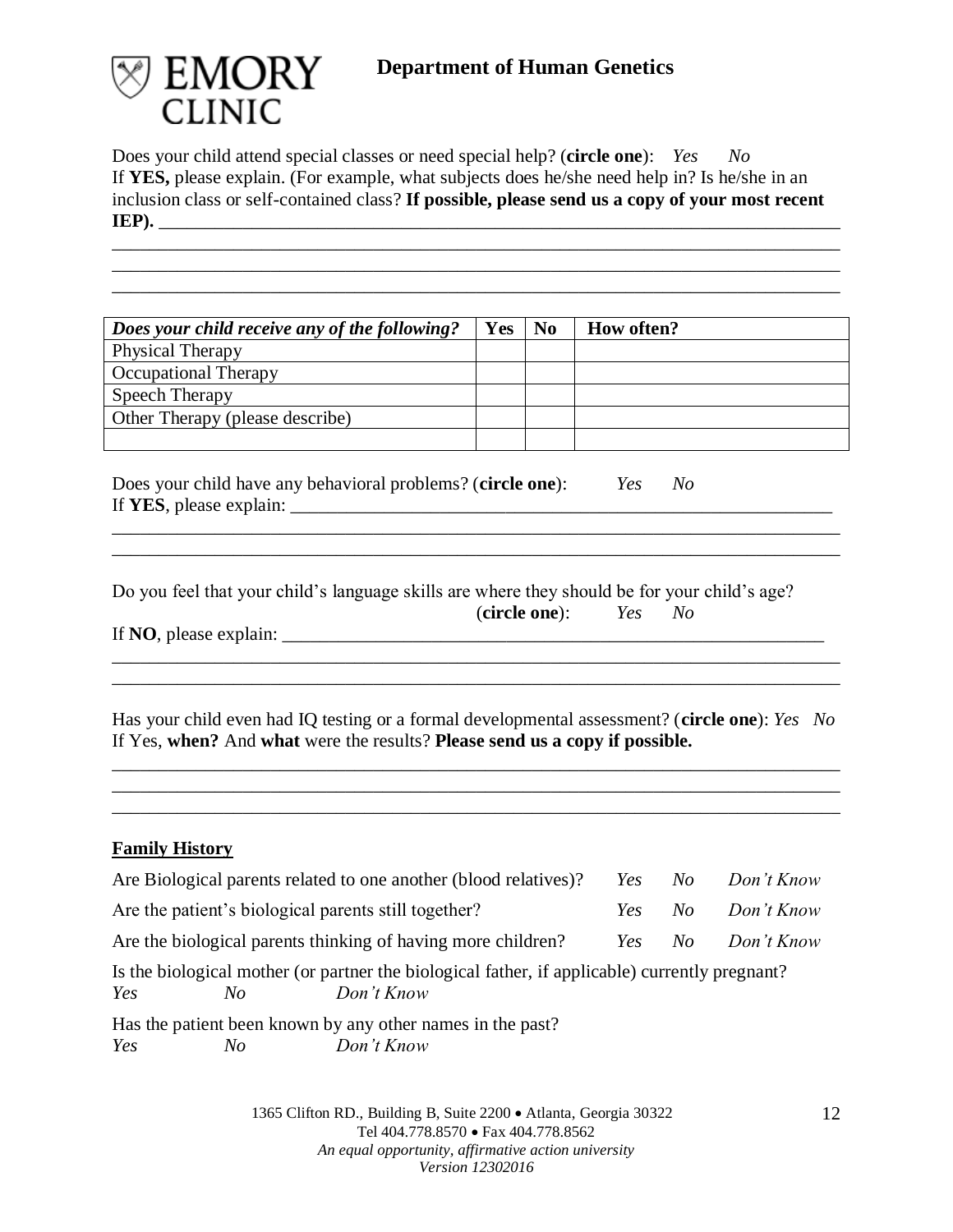**EMORY CLINIC**

## Department of Human Genetics

Does your child attend special classes or need special help? (**circle one**): *Yes* *No*
If **YES,** please explain. (For example, what subjects does he/she need help in? Is he/she in an inclusion class or self-contained class? **If possible, please send us a copy of your most recent IEP).** ______________________________________________________________________________

______________________________________________________________________________

______________________________________________________________________________

______________________________________________________________________________

| ***Does your child receive any of the following?*** | **Yes** | **No** | **How often?** |
|---|---|---|---|
| Physical Therapy | | | |
| Occupational Therapy | | | |
| Speech Therapy | | | |
| Other Therapy (please describe) | | | |
| | | | |

Does your child have any behavioral problems? (**circle one**): *Yes* *No*
If **YES**, please explain: ______________________________________________________________

______________________________________________________________________________

______________________________________________________________________________

Do you feel that your child's language skills are where they should be for your child's age? (**circle one**): *Yes* *No*
If **NO**, please explain: ______________________________________________________________

______________________________________________________________________________

______________________________________________________________________________

Has your child even had IQ testing or a formal developmental assessment? (**circle one**): *Yes* *No*
If Yes, **when?** And **what** were the results? **Please send us a copy if possible.**

______________________________________________________________________________

______________________________________________________________________________

______________________________________________________________________________

### Family History

Are Biological parents related to one another (blood relatives)? *Yes* *No* *Don't Know*

Are the patient's biological parents still together? *Yes* *No* *Don't Know*

Are the biological parents thinking of having more children? *Yes* *No* *Don't Know*

Is the biological mother (or partner the biological father, if applicable) currently pregnant?
*Yes* *No* *Don't Know*

Has the patient been known by any other names in the past?
*Yes* *No* *Don't Know*

1365 Clifton RD., Building B, Suite 2200 • Atlanta, Georgia 30322
Tel 404.778.8570 • Fax 404.778.8562
*An equal opportunity, affirmative action university*
*Version 12302016*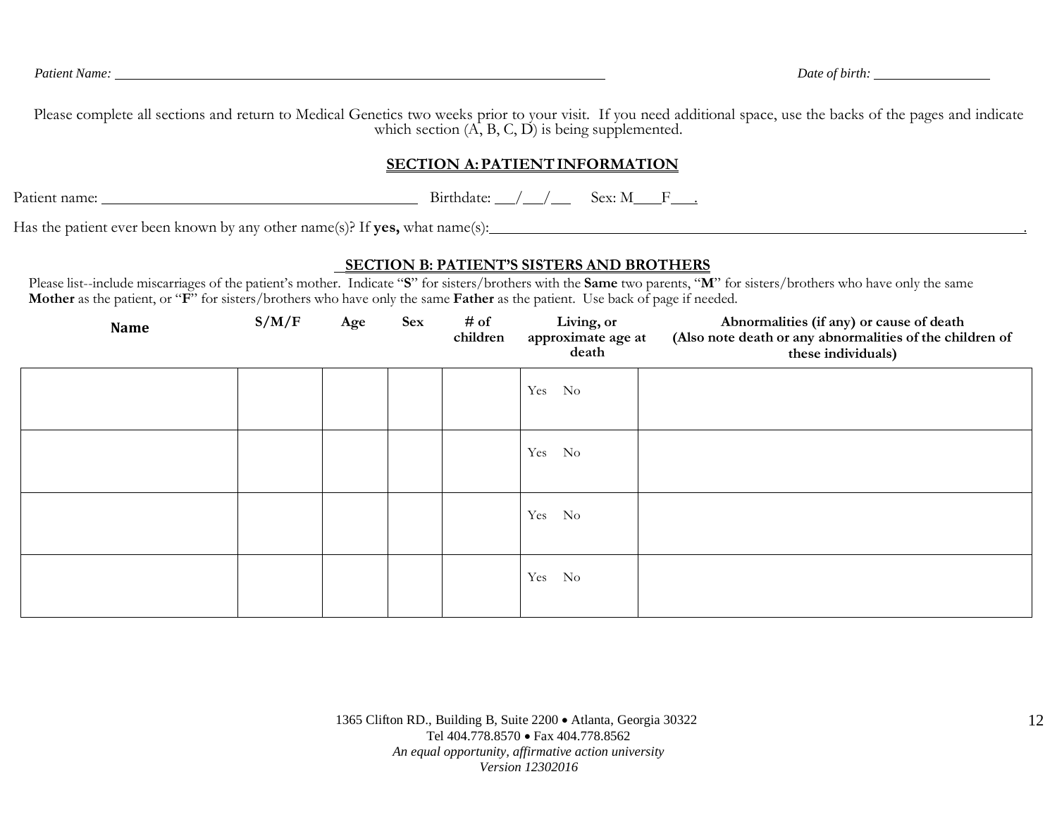*Patient Name:* ______________________________________________ *Date of birth:* ______________

Please complete all sections and return to Medical Genetics two weeks prior to your visit. If you need additional space, use the backs of the pages and indicate which section (A, B, C, D) is being supplemented.

## SECTION A: PATIENT INFORMATION

Patient name: ______________________________ Birthdate: ___/___/___ Sex: M___F___.

Has the patient ever been known by any other name(s)? If **yes,** what name(s):_____________________________________________.

## SECTION B: PATIENT'S SISTERS AND BROTHERS

Please list--include miscarriages of the patient's mother. Indicate "**S**" for sisters/brothers with the **Same** two parents, "**M**" for sisters/brothers who have only the same **Mother** as the patient, or "**F**" for sisters/brothers who have only the same **Father** as the patient. Use back of page if needed.

| Name | S/M/F | Age | Sex | # of children | Living, or approximate age at death | Abnormalities (if any) or cause of death (Also note death or any abnormalities of the children of these individuals) |
|---|---|---|---|---|---|---|
| | | | | | Yes No | |
| | | | | | Yes No | |
| | | | | | Yes No | |
| | | | | | Yes No | |

1365 Clifton RD., Building B, Suite 2200 • Atlanta, Georgia 30322
Tel 404.778.8570 • Fax 404.778.8562
*An equal opportunity, affirmative action university*
*Version 12302016*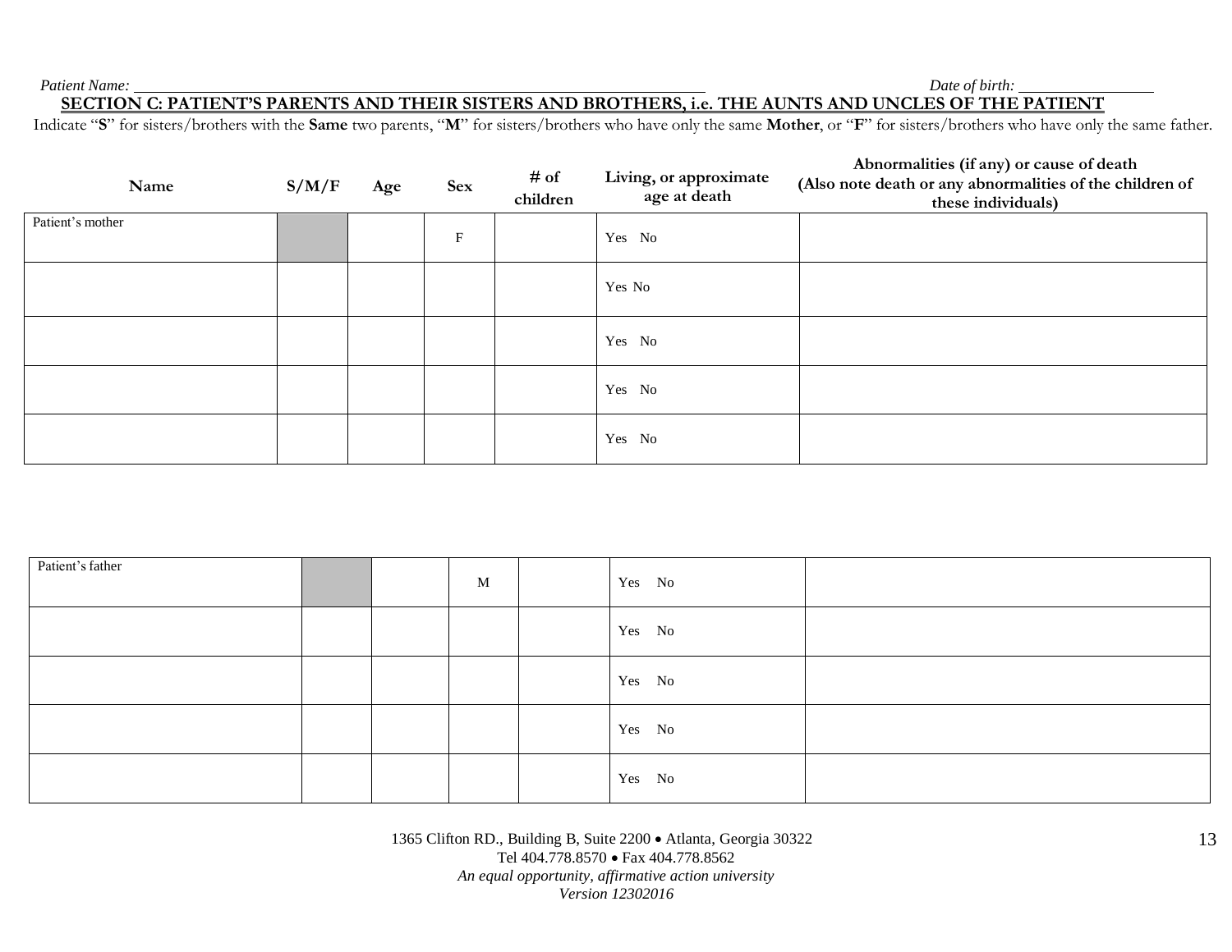*Patient Name:* ______________________________ *Date of birth:* ______________

## SECTION C: PATIENT'S PARENTS AND THEIR SISTERS AND BROTHERS, i.e. THE AUNTS AND UNCLES OF THE PATIENT

Indicate "**S**" for sisters/brothers with the **Same** two parents, "**M**" for sisters/brothers who have only the same **Mother**, or "**F**" for sisters/brothers who have only the same father.

| Name | S/M/F | Age | Sex | # of children | Living, or approximate age at death | Abnormalities (if any) or cause of death (Also note death or any abnormalities of the children of these individuals) |
|---|---|---|---|---|---|---|
| Patient's mother | | | F | | Yes No | |
| | | | | | Yes No | |
| | | | | | Yes No | |
| | | | | | Yes No | |
| | | | | | Yes No | |

| Name | S/M/F | Age | Sex | # of children | Living, or approximate age at death | Abnormalities (if any) or cause of death (Also note death or any abnormalities of the children of these individuals) |
|---|---|---|---|---|---|---|
| Patient's father | | | M | | Yes No | |
| | | | | | Yes No | |
| | | | | | Yes No | |
| | | | | | Yes No | |
| | | | | | Yes No | |

1365 Clifton RD., Building B, Suite 2200 • Atlanta, Georgia 30322
Tel 404.778.8570 • Fax 404.778.8562
*An equal opportunity, affirmative action university*
*Version 12302016*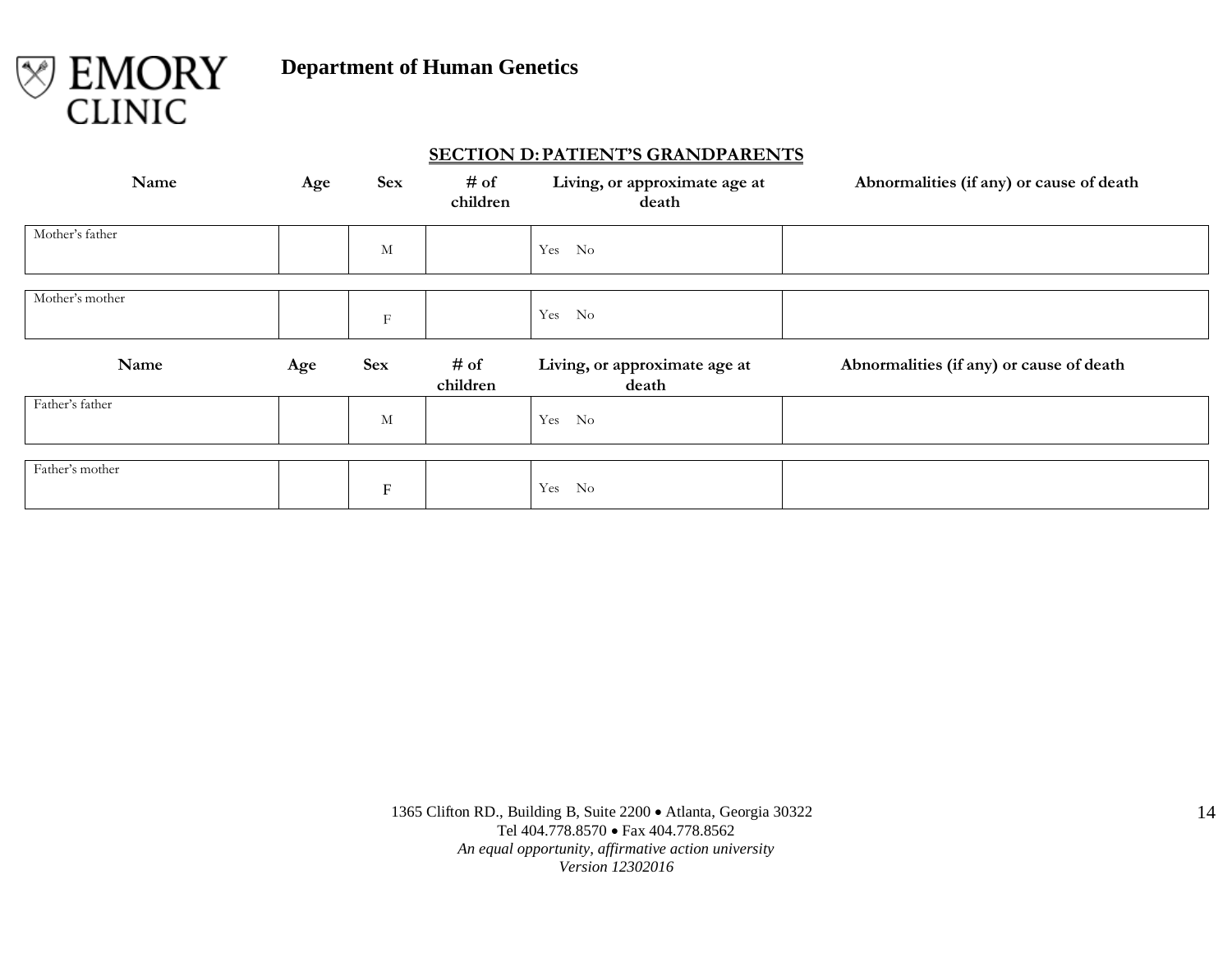**EMORY CLINIC**

**Department of Human Genetics**

## SECTION D: PATIENT'S GRANDPARENTS

| Name | Age | Sex | # of children | Living, or approximate age at death | Abnormalities (if any) or cause of death |
|---|---|---|---|---|---|
| Mother's father | | M | | Yes No | |
| Mother's mother | | F | | Yes No | |

| Name | Age | Sex | # of children | Living, or approximate age at death | Abnormalities (if any) or cause of death |
|---|---|---|---|---|---|
| Father's father | | M | | Yes No | |
| Father's mother | | F | | Yes No | |

1365 Clifton RD., Building B, Suite 2200 • Atlanta, Georgia 30322
Tel 404.778.8570 • Fax 404.778.8562
*An equal opportunity, affirmative action university*
*Version 12302016*